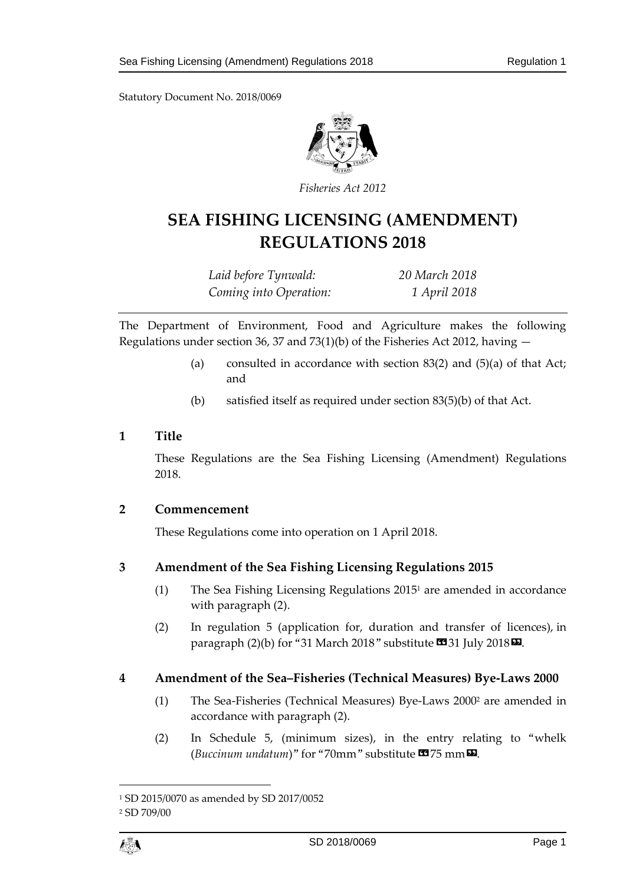Statutory Document No. 2018/0069

*Fisheries Act 2012*

# SEA FISHING LICENSING (AMENDMENT) REGULATIONS 2018

| | |
|---|---|
| *Laid before Tynwald:* | *20 March 2018* |
| *Coming into Operation:* | *1 April 2018* |

The Department of Environment, Food and Agriculture makes the following Regulations under section 36, 37 and 73(1)(b) of the Fisheries Act 2012, having —

(a) consulted in accordance with section 83(2) and (5)(a) of that Act; and

(b) satisfied itself as required under section 83(5)(b) of that Act.

## 1 Title

These Regulations are the Sea Fishing Licensing (Amendment) Regulations 2018.

## 2 Commencement

These Regulations come into operation on 1 April 2018.

## 3 Amendment of the Sea Fishing Licensing Regulations 2015

(1) The Sea Fishing Licensing Regulations 2015[1] are amended in accordance with paragraph (2).

(2) In regulation 5 (application for, duration and transfer of licences), in paragraph (2)(b) for "31 March 2018" substitute «31 July 2018».

## 4 Amendment of the Sea–Fisheries (Technical Measures) Bye-Laws 2000

(1) The Sea-Fisheries (Technical Measures) Bye-Laws 2000[2] are amended in accordance with paragraph (2).

(2) In Schedule 5, (minimum sizes), in the entry relating to "whelk (*Buccinum undatum*)" for "70mm" substitute «75 mm».

---

[1] SD 2015/0070 as amended by SD 2017/0052

[2] SD 709/00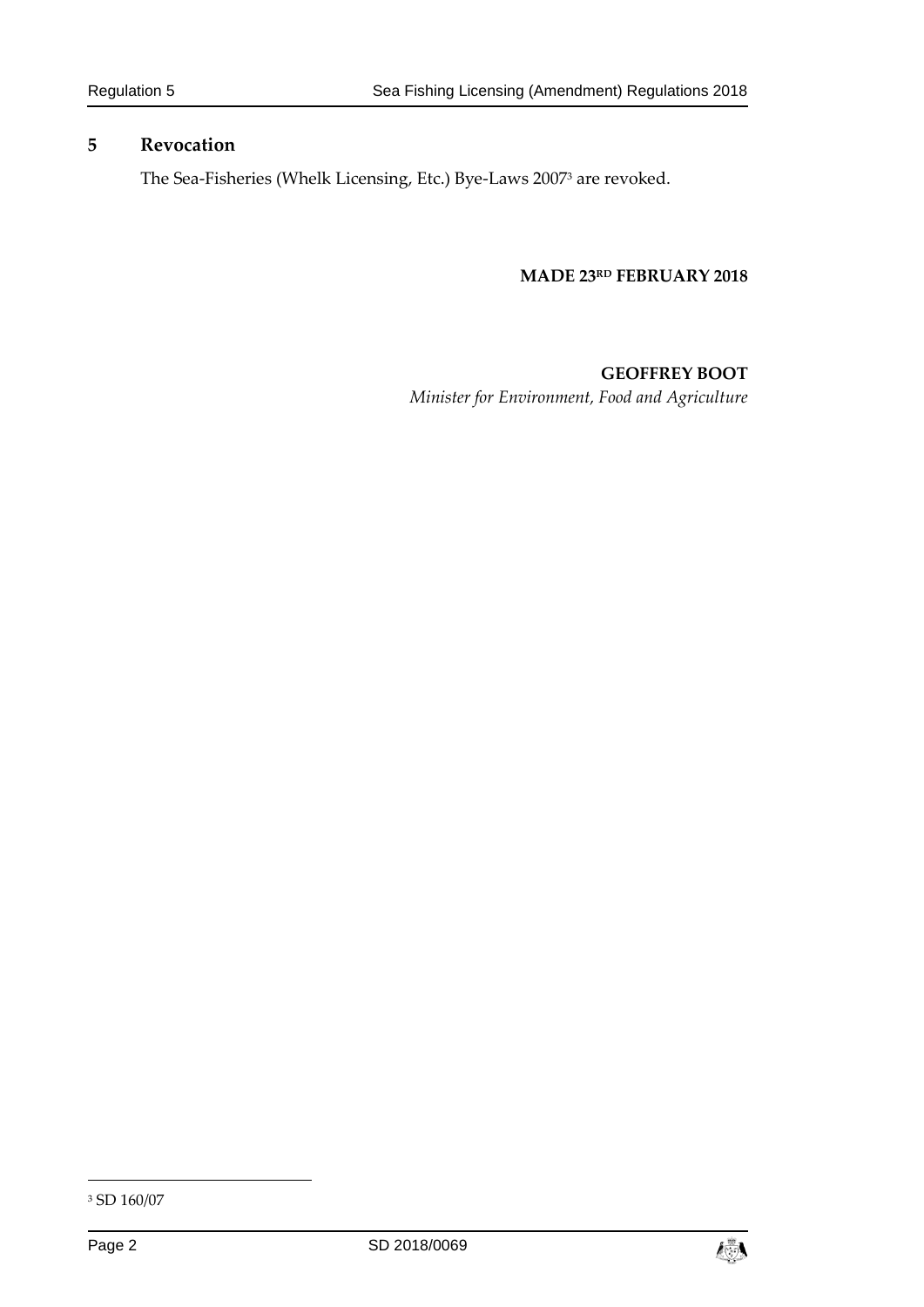## 5 Revocation

The Sea-Fisheries (Whelk Licensing, Etc.) Bye-Laws 2007[3] are revoked.

**MADE 23RD FEBRUARY 2018**

**GEOFFREY BOOT**
*Minister for Environment, Food and Agriculture*

[3] SD 160/07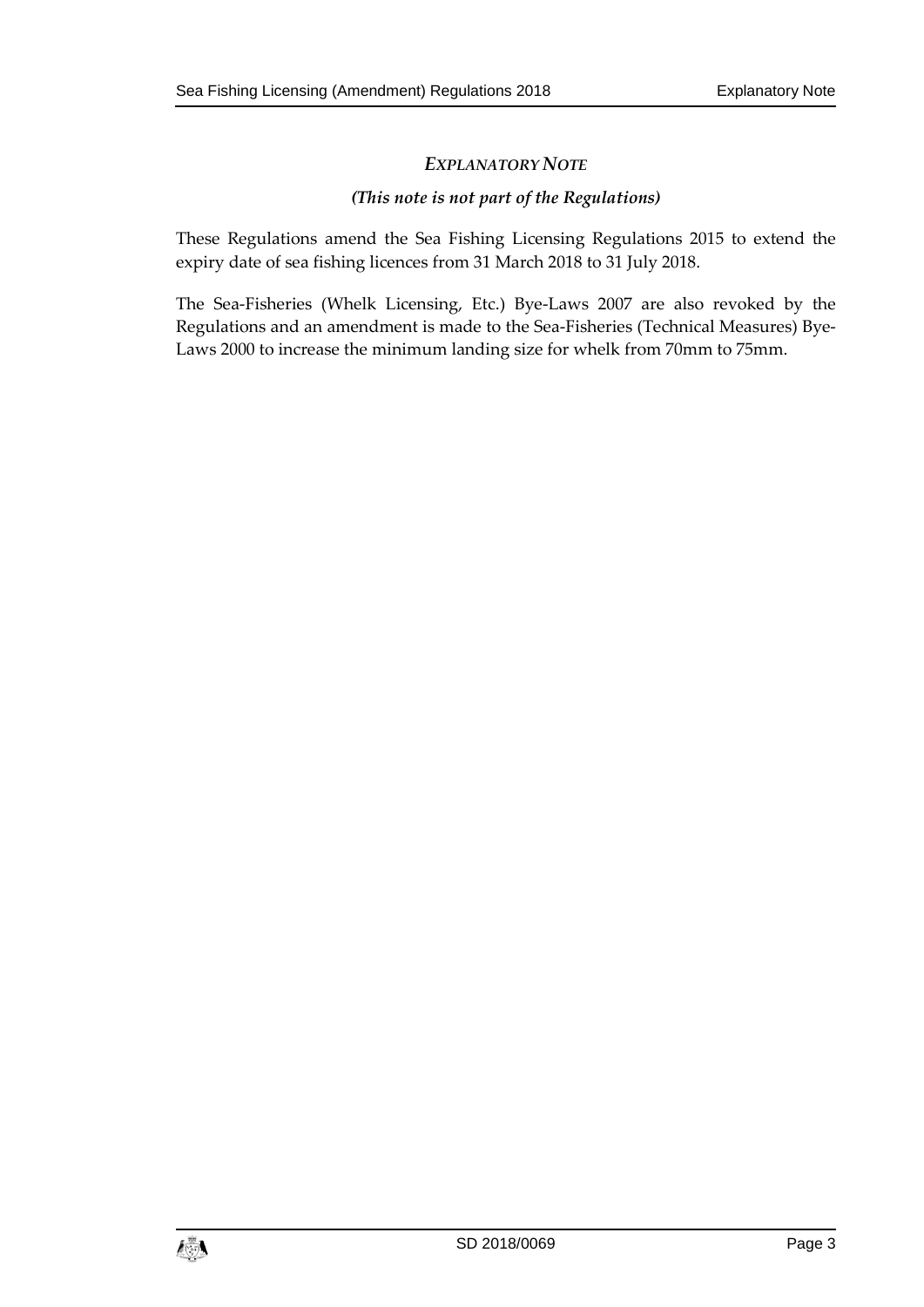## *EXPLANATORY NOTE*

***(This note is not part of the Regulations)***

These Regulations amend the Sea Fishing Licensing Regulations 2015 to extend the expiry date of sea fishing licences from 31 March 2018 to 31 July 2018.

The Sea-Fisheries (Whelk Licensing, Etc.) Bye-Laws 2007 are also revoked by the Regulations and an amendment is made to the Sea-Fisheries (Technical Measures) Bye-Laws 2000 to increase the minimum landing size for whelk from 70mm to 75mm.